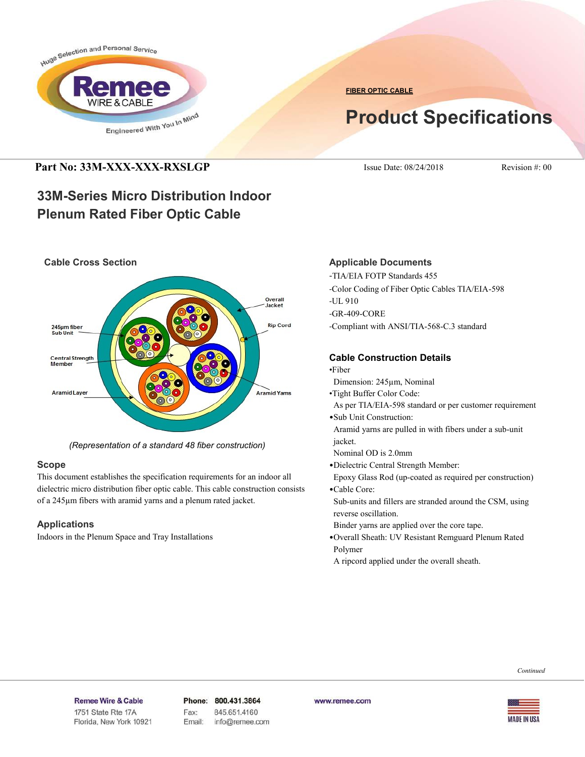**FIBER OPTIC CABLE**

# Product Specifications

**Part No: 33M-XXX-XXX-RXSLGP** Issue Date: 08/24/2018 Revision #: 00

## 33M-Series Micro Distribution Indoor Plenum Rated Fiber Optic Cable

### Cable Cross Section

245µm fiber Sub Unit

Central Strength Member

Aramid Layer

Overall Jacket

Rip Cord

Aramid Yarns

*(Representation of a standard 48 fiber construction)*

### Scope

This document establishes the specification requirements for an indoor all dielectric micro distribution fiber optic cable. This cable construction consists of a 245µm fibers with aramid yarns and a plenum rated jacket.

### Applications

Indoors in the Plenum Space and Tray Installations

### Applicable Documents

- -TIA/EIA FOTP Standards 455
- -Color Coding of Fiber Optic Cables TIA/EIA-598
- -UL 910
- -GR-409-CORE
- -Compliant with ANSI/TIA-568-C.3 standard

### Cable Construction Details

- •Fiber
  Dimension: 245µm, Nominal
- •Tight Buffer Color Code:
  As per TIA/EIA-598 standard or per customer requirement
- •Sub Unit Construction:
  Aramid yarns are pulled in with fibers under a sub-unit jacket.
  Nominal OD is 2.0mm
- •Dielectric Central Strength Member:
  Epoxy Glass Rod (up-coated as required per construction)
- •Cable Core:
  Sub-units and fillers are stranded around the CSM, using reverse oscillation.
  Binder yarns are applied over the core tape.
- •Overall Sheath: UV Resistant Remguard Plenum Rated Polymer
  A ripcord applied under the overall sheath.

*Continued*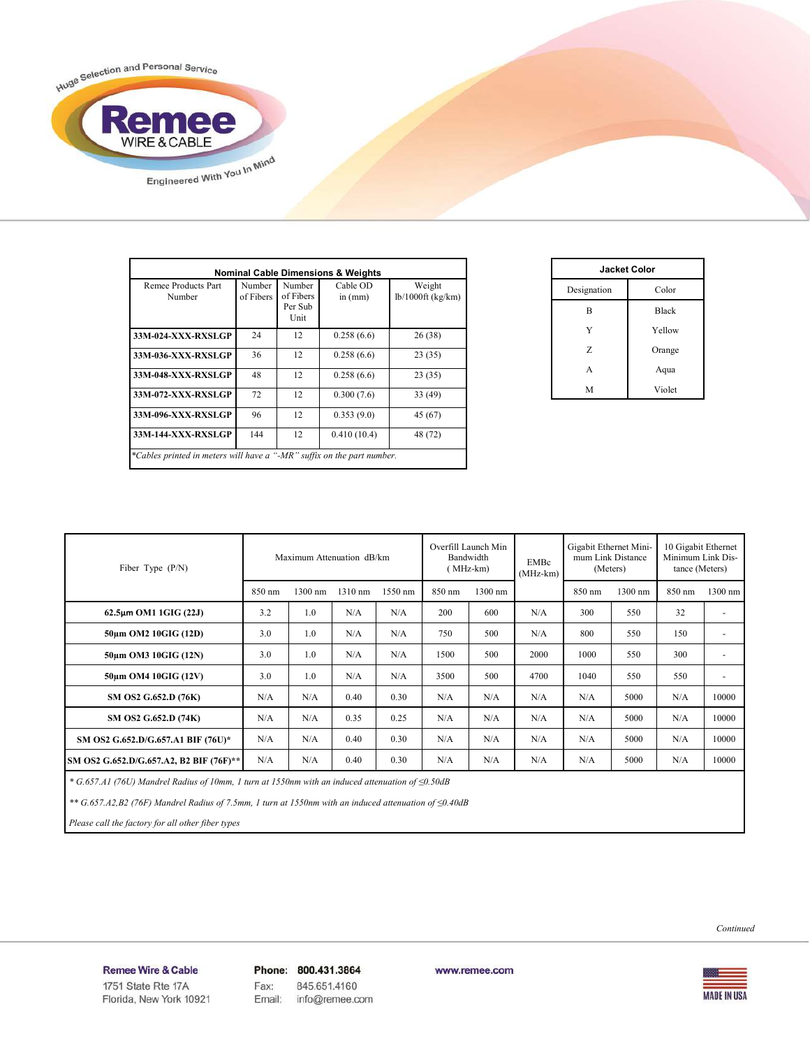| Nominal Cable Dimensions & Weights | | | | |
|---|---|---|---|---|
| Remee Products Part Number | Number of Fibers | Number of Fibers Per Sub Unit | Cable OD in (mm) | Weight lb/1000ft (kg/km) |
| **33M-024-XXX-RXSLGP** | 24 | 12 | 0.258 (6.6) | 26 (38) |
| **33M-036-XXX-RXSLGP** | 36 | 12 | 0.258 (6.6) | 23 (35) |
| **33M-048-XXX-RXSLGP** | 48 | 12 | 0.258 (6.6) | 23 (35) |
| **33M-072-XXX-RXSLGP** | 72 | 12 | 0.300 (7.6) | 33 (49) |
| **33M-096-XXX-RXSLGP** | 96 | 12 | 0.353 (9.0) | 45 (67) |
| **33M-144-XXX-RXSLGP** | 144 | 12 | 0.410 (10.4) | 48 (72) |

*\*Cables printed in meters will have a "-MR" suffix on the part number.*

| Jacket Color | |
|---|---|
| Designation | Color |
| B | Black |
| Y | Yellow |
| Z | Orange |
| A | Aqua |
| M | Violet |

| Fiber Type (P/N) | Maximum Attenuation dB/km | | | | Overfill Launch Min Bandwidth (MHz-km) | | EMBc (MHz-km) | Gigabit Ethernet Minimum Link Distance (Meters) | | 10 Gigabit Ethernet Minimum Link Distance (Meters) | |
|---|---|---|---|---|---|---|---|---|---|---|---|
| | 850 nm | 1300 nm | 1310 nm | 1550 nm | 850 nm | 1300 nm | | 850 nm | 1300 nm | 850 nm | 1300 nm |
| **62.5µm OM1 1GIG (22J)** | 3.2 | 1.0 | N/A | N/A | 200 | 600 | N/A | 300 | 550 | 32 | - |
| **50µm OM2 10GIG (12D)** | 3.0 | 1.0 | N/A | N/A | 750 | 500 | N/A | 800 | 550 | 150 | - |
| **50µm OM3 10GIG (12N)** | 3.0 | 1.0 | N/A | N/A | 1500 | 500 | 2000 | 1000 | 550 | 300 | - |
| **50µm OM4 10GIG (12V)** | 3.0 | 1.0 | N/A | N/A | 3500 | 500 | 4700 | 1040 | 550 | 550 | - |
| **SM OS2 G.652.D (76K)** | N/A | N/A | 0.40 | 0.30 | N/A | N/A | N/A | N/A | 5000 | N/A | 10000 |
| **SM OS2 G.652.D (74K)** | N/A | N/A | 0.35 | 0.25 | N/A | N/A | N/A | N/A | 5000 | N/A | 10000 |
| **SM OS2 G.652.D/G.657.A1 BIF (76U)\*** | N/A | N/A | 0.40 | 0.30 | N/A | N/A | N/A | N/A | 5000 | N/A | 10000 |
| **SM OS2 G.652.D/G.657.A2, B2 BIF (76F)\*\*** | N/A | N/A | 0.40 | 0.30 | N/A | N/A | N/A | N/A | 5000 | N/A | 10000 |

*\* G.657.A1 (76U) Mandrel Radius of 10mm, 1 turn at 1550nm with an induced attenuation of ≤0.50dB*

*\*\* G.657.A2,B2 (76F) Mandrel Radius of 7.5mm, 1 turn at 1550nm with an induced attenuation of ≤0.40dB*

*Please call the factory for all other fiber types*

*Continued*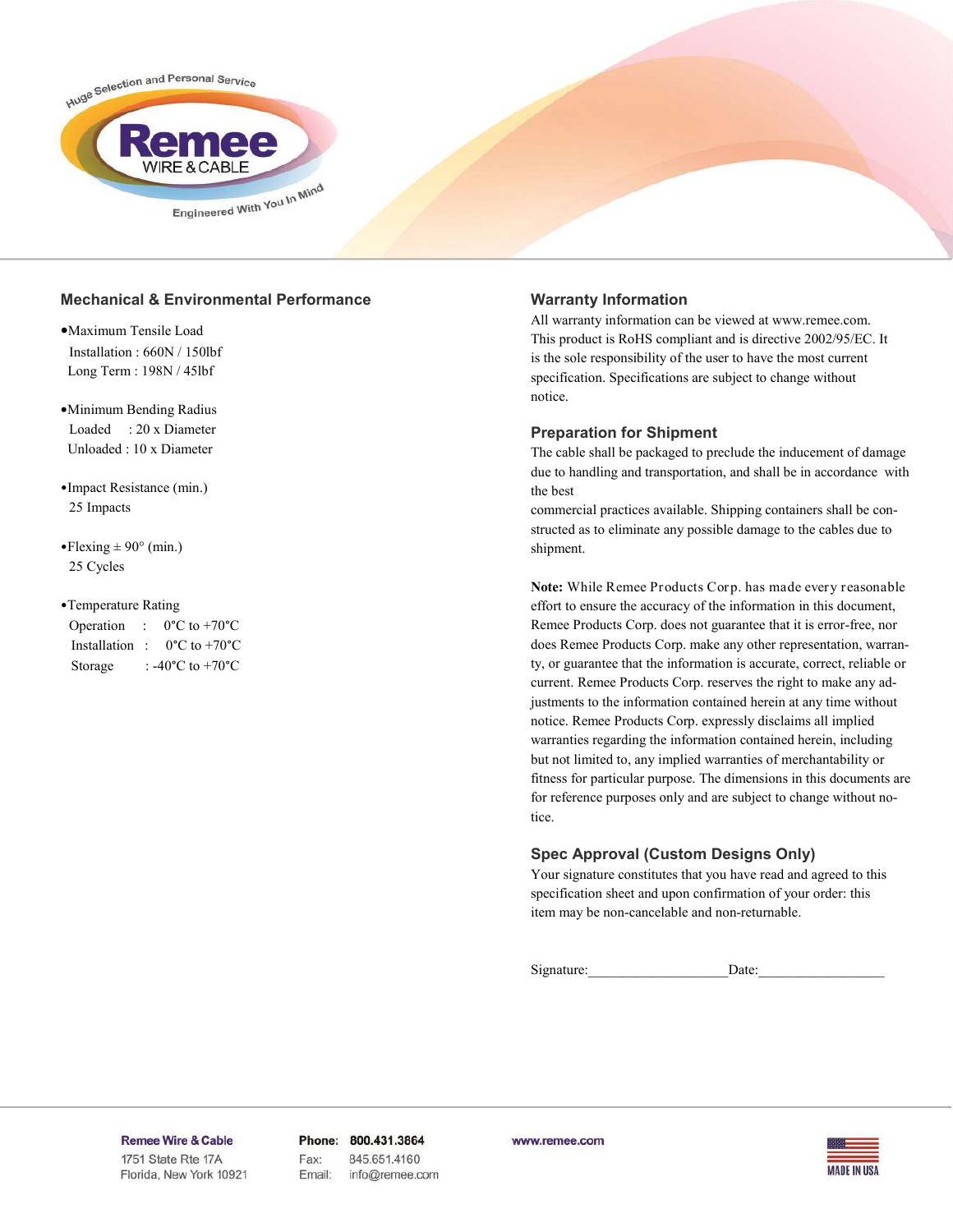## Mechanical & Environmental Performance

- Maximum Tensile Load
  - Installation : 660N / 150lbf
  - Long Term : 198N / 45lbf

- Minimum Bending Radius
  - Loaded : 20 x Diameter
  - Unloaded : 10 x Diameter

- Impact Resistance (min.)
  - 25 Impacts

- Flexing ± 90° (min.)
  - 25 Cycles

- Temperature Rating
  - Operation : 0°C to +70°C
  - Installation : 0°C to +70°C
  - Storage : -40°C to +70°C

## Warranty Information

All warranty information can be viewed at www.remee.com. This product is RoHS compliant and is directive 2002/95/EC. It is the sole responsibility of the user to have the most current specification. Specifications are subject to change without notice.

## Preparation for Shipment

The cable shall be packaged to preclude the inducement of damage due to handling and transportation, and shall be in accordance with the best commercial practices available. Shipping containers shall be constructed as to eliminate any possible damage to the cables due to shipment.

**Note:** While Remee Products Corp. has made every reasonable effort to ensure the accuracy of the information in this document, Remee Products Corp. does not guarantee that it is error-free, nor does Remee Products Corp. make any other representation, warranty, or guarantee that the information is accurate, correct, reliable or current. Remee Products Corp. reserves the right to make any adjustments to the information contained herein at any time without notice. Remee Products Corp. expressly disclaims all implied warranties regarding the information contained herein, including but not limited to, any implied warranties of merchantability or fitness for particular purpose. The dimensions in this documents are for reference purposes only and are subject to change without notice.

## Spec Approval (Custom Designs Only)

Your signature constitutes that you have read and agreed to this specification sheet and upon confirmation of your order: this item may be non-cancelable and non-returnable.

Signature:____________________Date:__________________

Remee Wire & Cable
1751 State Rte 17A
Florida, New York 10921

Phone: 800.431.3864
Fax: 845.651.4160
Email: info@remee.com

www.remee.com

MADE IN USA